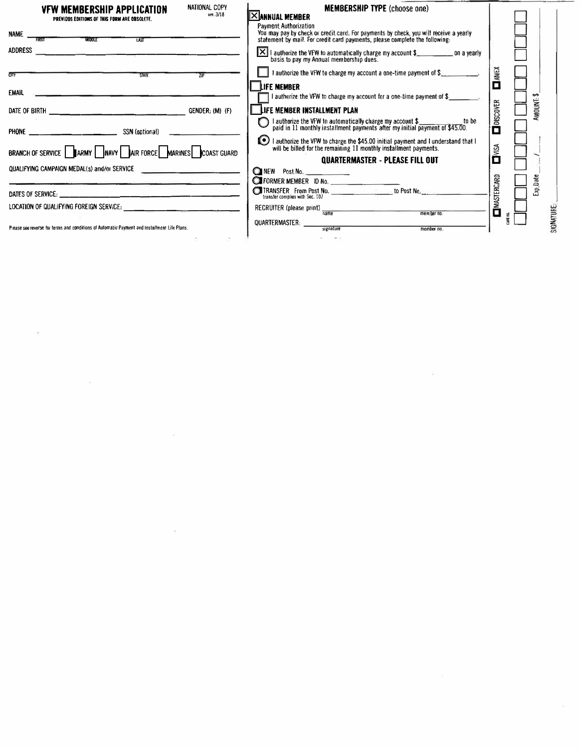# VFW MEMBERSHIP APPLICATION

**PREVIOUS EDITIONS OF THIS FORM ARE OBSOLETE.**

NATIONAL COPY
ver. 3/18

NAME _______________
FIRST MIDDLE LAST

ADDRESS _______________

CITY STATE ZIP

EMAIL _______________

DATE OF BIRTH _______________ GENDER: (M) (F)

PHONE _______________ SSN (optional) _______________

BRANCH OF SERVICE ☐ ARMY ☐ NAVY ☐ AIR FORCE ☐ MARINES ☐ COAST GUARD

QUALIFYING CAMPAIGN MEDAL(s) and/or SERVICE _______________

DATES OF SERVICE: _______________

LOCATION OF QUALIFYING FOREIGN SERVICE: _______________

Please see reverse for terms and conditions of Automatic Payment and Installment Life Plans.

## MEMBERSHIP TYPE (choose one)

☒ **ANNUAL MEMBER**

Payment Authorization
You may pay by check or credit card. For payments by check, you will receive a yearly statement by mail. For credit card payments, please complete the following:

☒ I authorize the VFW to automatically charge my account $__________ on a yearly basis to pay my Annual membership dues.

☐ I authorize the VFW to charge my account a one-time payment of $__________.

☐ **LIFE MEMBER**

☐ I authorize the VFW to charge my account for a one-time payment of $__________.

☐ **LIFE MEMBER INSTALLMENT PLAN**

○ I authorize the VFW to automatically charge my account $__________ to be paid in 11 monthly installment payments after my initial payment of $45.00.

◉ I authorize the VFW to charge the $45.00 initial payment and I understand that I will be billed for the remaining 11 monthly installment payments.

## QUARTERMASTER - PLEASE FILL OUT

○ NEW Post No. __________

○ FORMER MEMBER ID No. __________

○ TRANSFER From Post No. __________ to Post No. __________
transfer complies with Sec. 107

RECRUITER (please print) __________
name member no.

QUARTERMASTER: __________
signature member no.

☐ AMEX ☐ DISCOVER ☐ VISA ☐ MASTERCARD

card no. ☐☐☐☐☐☐☐☐☐☐☐☐☐☐☐☐

AMOUNT: $ __________

Exp. Date ___ / ___

SIGNATURE: __________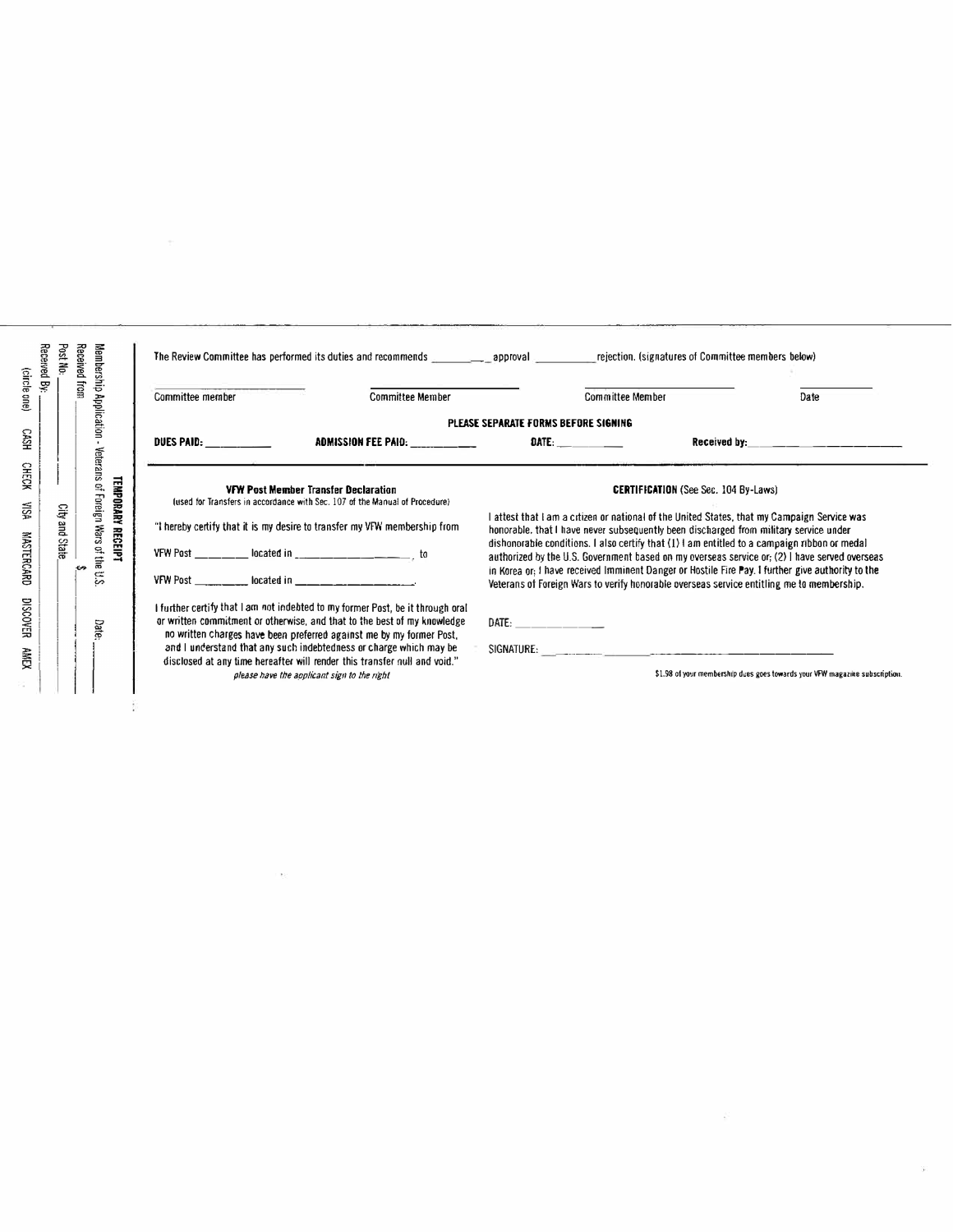**TEMPORARY RECEIPT**

Membership Application - Veterans of Foreign Wars of the U.S.

Received from ______________ Date: ______

$ ______

Post No. ______ City and State ______

Received By: ______

(circle one) CASH CHECK VISA MASTERCARD DISCOVER AMEX

The Review Committee has performed its duties and recommends __________ approval __________ rejection. (signatures of Committee members below)

| Committee member | Committee Member | Committee Member | Date |
|---|---|---|---|
| | | | |

**PLEASE SEPARATE FORMS BEFORE SIGNING**

**DUES PAID:** __________ **ADMISSION FEE PAID:** __________ **DATE:** __________ **Received by:** __________

**VFW Post Member Transfer Declaration**

(used for Transfers in accordance with Sec. 107 of the Manual of Procedure)

"I hereby certify that it is my desire to transfer my VFW membership from

VFW Post ________ located in ____________________, to

VFW Post ________ located in ____________________.

I further certify that I am not indebted to my former Post, be it through oral or written commitment or otherwise, and that to the best of my knowledge no written charges have been preferred against me by my former Post, and I understand that any such indebtedness or charge which may be disclosed at any time hereafter will render this transfer null and void."

*please have the applicant sign to the right*

**CERTIFICATION** (See Sec. 104 By-Laws)

I attest that I am a citizen or national of the United States, that my Campaign Service was honorable, that I have never subsequently been discharged from military service under dishonorable conditions. I also certify that (1) I am entitled to a campaign ribbon or medal authorized by the U.S. Government based on my overseas service or; (2) I have served overseas in Korea or; I have received Imminent Danger or Hostile Fire Pay. I further give authority to the Veterans of Foreign Wars to verify honorable overseas service entitling me to membership.

DATE: ______________

SIGNATURE: ______________________________

$1.98 of your membership dues goes towards your VFW magazine subscription.